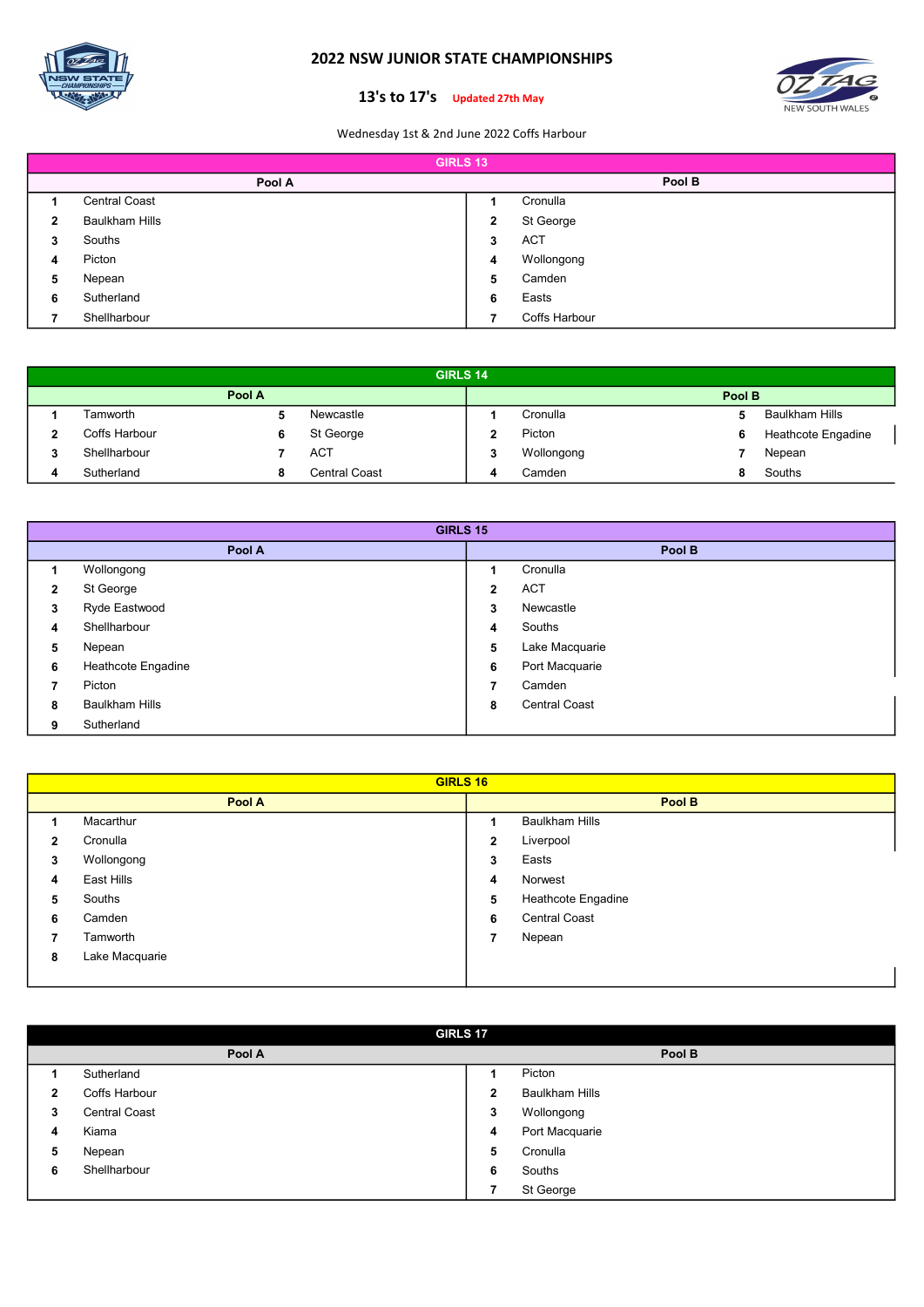# 2022 NSW JUNIOR STATE CHAMPIONSHIPS

## 13's to 17's Updated 27th May

Wednesday 1st & 2nd June 2022 Coffs Harbour

### GIRLS 13

| Pool A | | Pool B | |
|---|---|---|---|
| 1 | Central Coast | 1 | Cronulla |
| 2 | Baulkham Hills | 2 | St George |
| 3 | Souths | 3 | ACT |
| 4 | Picton | 4 | Wollongong |
| 5 | Nepean | 5 | Camden |
| 6 | Sutherland | 6 | Easts |
| 7 | Shellharbour | 7 | Coffs Harbour |

### GIRLS 14

| Pool A | | | | Pool B | | | |
|---|---|---|---|---|---|---|---|
| 1 | Tamworth | 5 | Newcastle | 1 | Cronulla | 5 | Baulkham Hills |
| 2 | Coffs Harbour | 6 | St George | 2 | Picton | 6 | Heathcote Engadine |
| 3 | Shellharbour | 7 | ACT | 3 | Wollongong | 7 | Nepean |
| 4 | Sutherland | 8 | Central Coast | 4 | Camden | 8 | Souths |

### GIRLS 15

| Pool A | | Pool B | |
|---|---|---|---|
| 1 | Wollongong | 1 | Cronulla |
| 2 | St George | 2 | ACT |
| 3 | Ryde Eastwood | 3 | Newcastle |
| 4 | Shellharbour | 4 | Souths |
| 5 | Nepean | 5 | Lake Macquarie |
| 6 | Heathcote Engadine | 6 | Port Macquarie |
| 7 | Picton | 7 | Camden |
| 8 | Baulkham Hills | 8 | Central Coast |
| 9 | Sutherland | | |

### GIRLS 16

| Pool A | | Pool B | |
|---|---|---|---|
| 1 | Macarthur | 1 | Baulkham Hills |
| 2 | Cronulla | 2 | Liverpool |
| 3 | Wollongong | 3 | Easts |
| 4 | East Hills | 4 | Norwest |
| 5 | Souths | 5 | Heathcote Engadine |
| 6 | Camden | 6 | Central Coast |
| 7 | Tamworth | 7 | Nepean |
| 8 | Lake Macquarie | | |

### GIRLS 17

| Pool A | | Pool B | |
|---|---|---|---|
| 1 | Sutherland | 1 | Picton |
| 2 | Coffs Harbour | 2 | Baulkham Hills |
| 3 | Central Coast | 3 | Wollongong |
| 4 | Kiama | 4 | Port Macquarie |
| 5 | Nepean | 5 | Cronulla |
| 6 | Shellharbour | 6 | Souths |
| | | 7 | St George |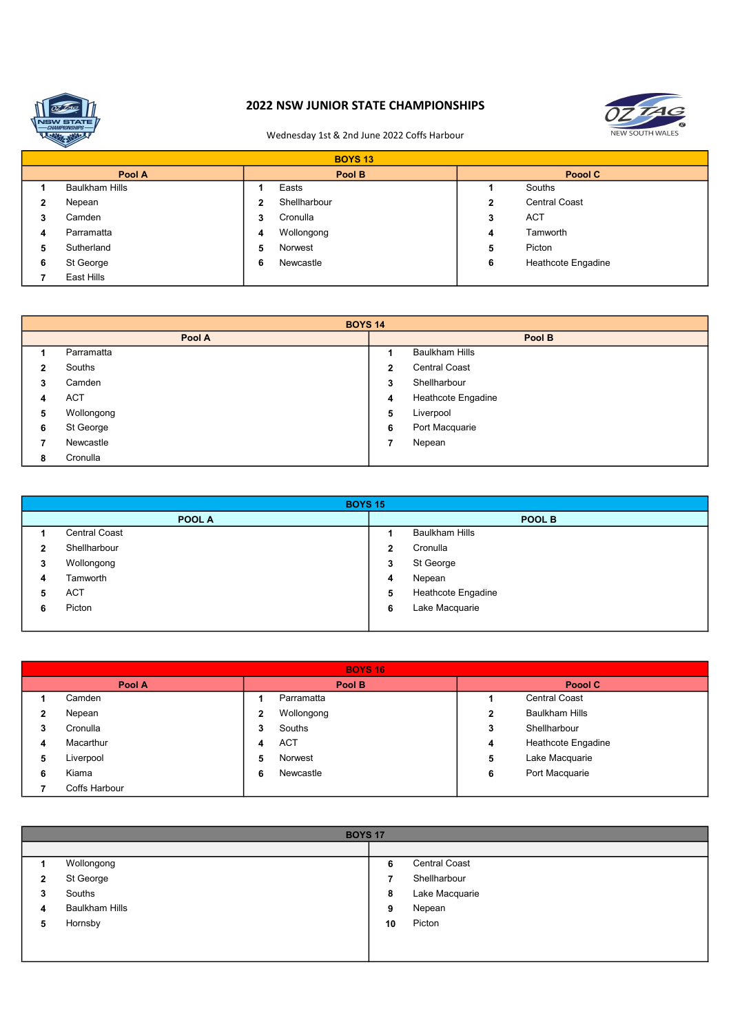# 2022 NSW JUNIOR STATE CHAMPIONSHIPS

Wednesday 1st & 2nd June 2022 Coffs Harbour

NEW SOUTH WALES

## BOYS 13

| Pool A | | Pool B | | Poool C | |
|---|---|---|---|---|---|
| 1 | Baulkham Hills | 1 | Easts | 1 | Souths |
| 2 | Nepean | 2 | Shellharbour | 2 | Central Coast |
| 3 | Camden | 3 | Cronulla | 3 | ACT |
| 4 | Parramatta | 4 | Wollongong | 4 | Tamworth |
| 5 | Sutherland | 5 | Norwest | 5 | Picton |
| 6 | St George | 6 | Newcastle | 6 | Heathcote Engadine |
| 7 | East Hills | | | | |

## BOYS 14

| Pool A | | Pool B | |
|---|---|---|---|
| 1 | Parramatta | 1 | Baulkham Hills |
| 2 | Souths | 2 | Central Coast |
| 3 | Camden | 3 | Shellharbour |
| 4 | ACT | 4 | Heathcote Engadine |
| 5 | Wollongong | 5 | Liverpool |
| 6 | St George | 6 | Port Macquarie |
| 7 | Newcastle | 7 | Nepean |
| 8 | Cronulla | | |

## BOYS 15

| POOL A | | POOL B | |
|---|---|---|---|
| 1 | Central Coast | 1 | Baulkham Hills |
| 2 | Shellharbour | 2 | Cronulla |
| 3 | Wollongong | 3 | St George |
| 4 | Tamworth | 4 | Nepean |
| 5 | ACT | 5 | Heathcote Engadine |
| 6 | Picton | 6 | Lake Macquarie |

## BOYS 16

| Pool A | | Pool B | | Poool C | |
|---|---|---|---|---|---|
| 1 | Camden | 1 | Parramatta | 1 | Central Coast |
| 2 | Nepean | 2 | Wollongong | 2 | Baulkham Hills |
| 3 | Cronulla | 3 | Souths | 3 | Shellharbour |
| 4 | Macarthur | 4 | ACT | 4 | Heathcote Engadine |
| 5 | Liverpool | 5 | Norwest | 5 | Lake Macquarie |
| 6 | Kiama | 6 | Newcastle | 6 | Port Macquarie |
| 7 | Coffs Harbour | | | | |

## BOYS 17

| | | | |
|---|---|---|---|
| 1 | Wollongong | 6 | Central Coast |
| 2 | St George | 7 | Shellharbour |
| 3 | Souths | 8 | Lake Macquarie |
| 4 | Baulkham Hills | 9 | Nepean |
| 5 | Hornsby | 10 | Picton |